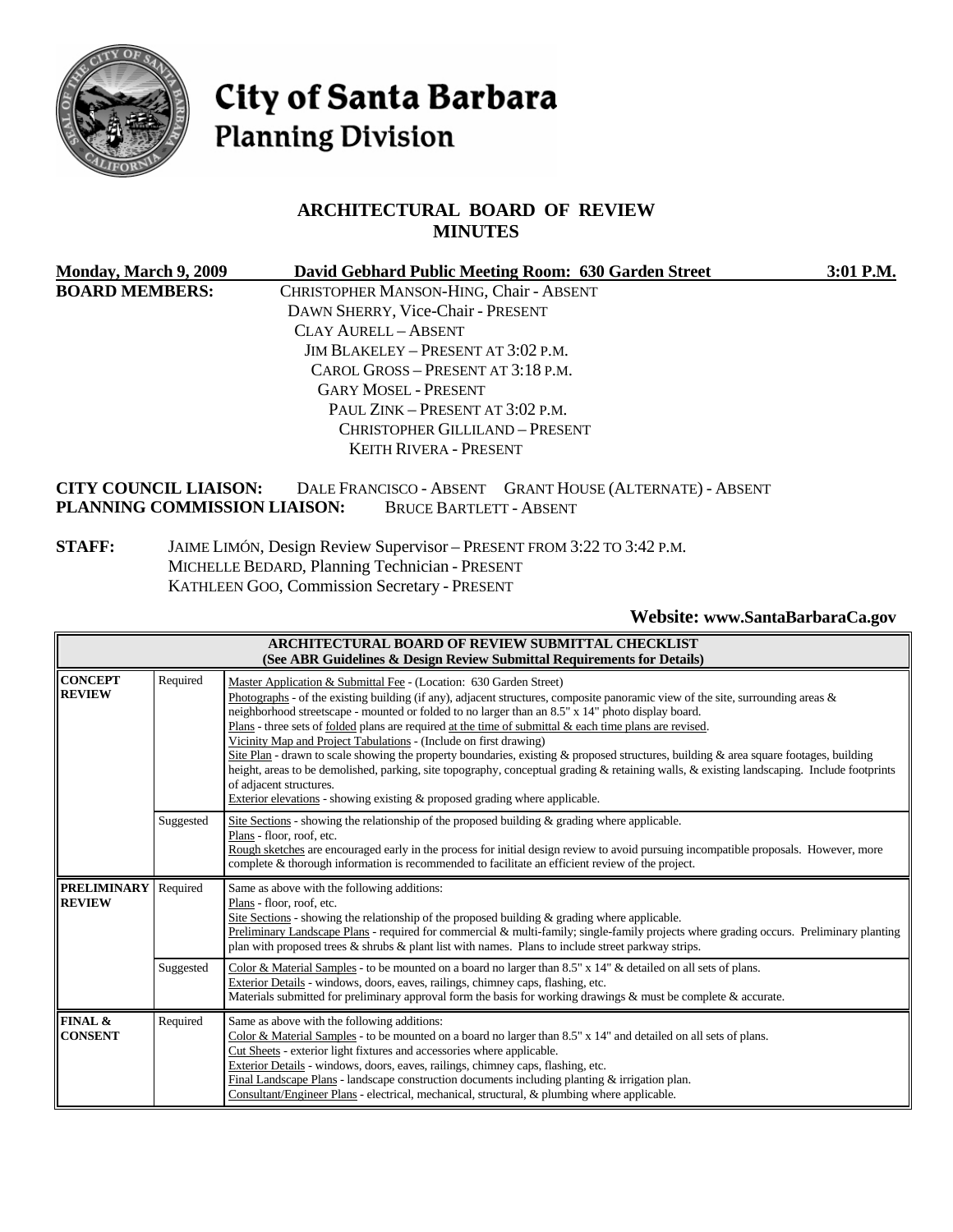# City of Santa Barbara
## Planning Division

## ARCHITECTURAL BOARD OF REVIEW MINUTES

**Monday, March 9, 2009** | **David Gebhard Public Meeting Room: 630 Garden Street** | **3:01 P.M.**

**BOARD MEMBERS:**
CHRISTOPHER MANSON-HING, Chair - ABSENT
DAWN SHERRY, Vice-Chair - PRESENT
CLAY AURELL – ABSENT
JIM BLAKELEY – PRESENT AT 3:02 P.M.
CAROL GROSS – PRESENT AT 3:18 P.M.
GARY MOSEL - PRESENT
PAUL ZINK – PRESENT AT 3:02 P.M.
CHRISTOPHER GILLILAND – PRESENT
KEITH RIVERA - PRESENT

**CITY COUNCIL LIAISON:** DALE FRANCISCO - ABSENT GRANT HOUSE (ALTERNATE) - ABSENT
**PLANNING COMMISSION LIAISON:** BRUCE BARTLETT - ABSENT

**STAFF:** JAIME LIMÓN, Design Review Supervisor – PRESENT FROM 3:22 TO 3:42 P.M.
MICHELLE BEDARD, Planning Technician - PRESENT
KATHLEEN GOO, Commission Secretary - PRESENT

**Website: www.SantaBarbaraCa.gov**

| ARCHITECTURAL BOARD OF REVIEW SUBMITTAL CHECKLIST (See ABR Guidelines & Design Review Submittal Requirements for Details) | | |
|---|---|---|
| **CONCEPT REVIEW** | Required | Master Application & Submittal Fee - (Location: 630 Garden Street)<br>Photographs - of the existing building (if any), adjacent structures, composite panoramic view of the site, surrounding areas & neighborhood streetscape - mounted or folded to no larger than an 8.5" x 14" photo display board.<br>Plans - three sets of folded plans are required at the time of submittal & each time plans are revised.<br>Vicinity Map and Project Tabulations - (Include on first drawing)<br>Site Plan - drawn to scale showing the property boundaries, existing & proposed structures, building & area square footages, building height, areas to be demolished, parking, site topography, conceptual grading & retaining walls, & existing landscaping. Include footprints of adjacent structures.<br>Exterior elevations - showing existing & proposed grading where applicable. |
| | Suggested | Site Sections - showing the relationship of the proposed building & grading where applicable.<br>Plans - floor, roof, etc.<br>Rough sketches are encouraged early in the process for initial design review to avoid pursuing incompatible proposals. However, more complete & thorough information is recommended to facilitate an efficient review of the project. |
| **PRELIMINARY REVIEW** | Required | Same as above with the following additions:<br>Plans - floor, roof, etc.<br>Site Sections - showing the relationship of the proposed building & grading where applicable.<br>Preliminary Landscape Plans - required for commercial & multi-family; single-family projects where grading occurs. Preliminary planting plan with proposed trees & shrubs & plant list with names. Plans to include street parkway strips. |
| | Suggested | Color & Material Samples - to be mounted on a board no larger than 8.5" x 14" & detailed on all sets of plans.<br>Exterior Details - windows, doors, eaves, railings, chimney caps, flashing, etc.<br>Materials submitted for preliminary approval form the basis for working drawings & must be complete & accurate. |
| **FINAL & CONSENT** | Required | Same as above with the following additions:<br>Color & Material Samples - to be mounted on a board no larger than 8.5" x 14" and detailed on all sets of plans.<br>Cut Sheets - exterior light fixtures and accessories where applicable.<br>Exterior Details - windows, doors, eaves, railings, chimney caps, flashing, etc.<br>Final Landscape Plans - landscape construction documents including planting & irrigation plan.<br>Consultant/Engineer Plans - electrical, mechanical, structural, & plumbing where applicable. |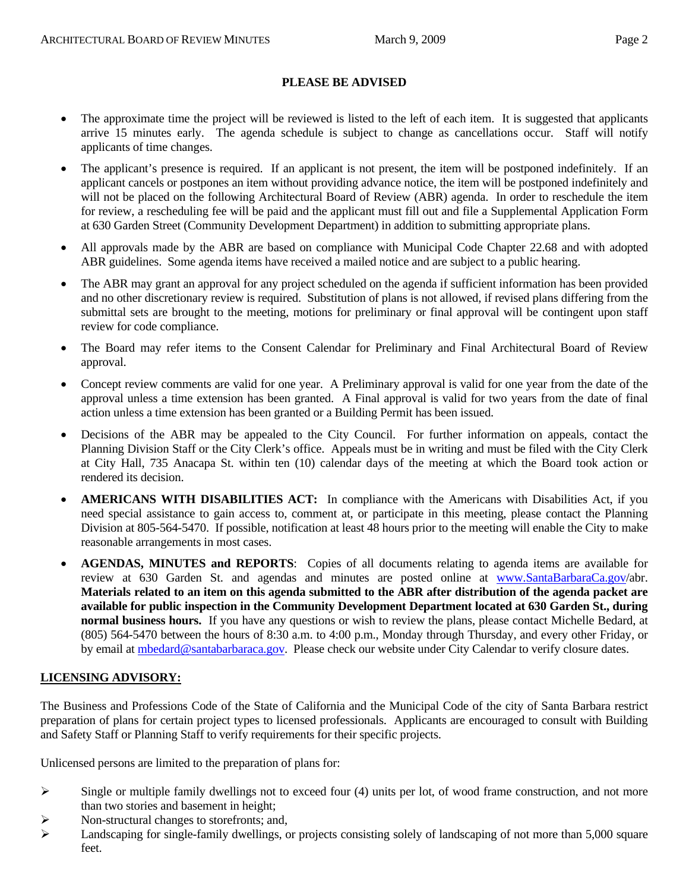**PLEASE BE ADVISED**

- The approximate time the project will be reviewed is listed to the left of each item. It is suggested that applicants arrive 15 minutes early. The agenda schedule is subject to change as cancellations occur. Staff will notify applicants of time changes.
- The applicant's presence is required. If an applicant is not present, the item will be postponed indefinitely. If an applicant cancels or postpones an item without providing advance notice, the item will be postponed indefinitely and will not be placed on the following Architectural Board of Review (ABR) agenda. In order to reschedule the item for review, a rescheduling fee will be paid and the applicant must fill out and file a Supplemental Application Form at 630 Garden Street (Community Development Department) in addition to submitting appropriate plans.
- All approvals made by the ABR are based on compliance with Municipal Code Chapter 22.68 and with adopted ABR guidelines. Some agenda items have received a mailed notice and are subject to a public hearing.
- The ABR may grant an approval for any project scheduled on the agenda if sufficient information has been provided and no other discretionary review is required. Substitution of plans is not allowed, if revised plans differing from the submittal sets are brought to the meeting, motions for preliminary or final approval will be contingent upon staff review for code compliance.
- The Board may refer items to the Consent Calendar for Preliminary and Final Architectural Board of Review approval.
- Concept review comments are valid for one year. A Preliminary approval is valid for one year from the date of the approval unless a time extension has been granted. A Final approval is valid for two years from the date of final action unless a time extension has been granted or a Building Permit has been issued.
- Decisions of the ABR may be appealed to the City Council. For further information on appeals, contact the Planning Division Staff or the City Clerk's office. Appeals must be in writing and must be filed with the City Clerk at City Hall, 735 Anacapa St. within ten (10) calendar days of the meeting at which the Board took action or rendered its decision.
- **AMERICANS WITH DISABILITIES ACT:** In compliance with the Americans with Disabilities Act, if you need special assistance to gain access to, comment at, or participate in this meeting, please contact the Planning Division at 805-564-5470. If possible, notification at least 48 hours prior to the meeting will enable the City to make reasonable arrangements in most cases.
- **AGENDAS, MINUTES and REPORTS**: Copies of all documents relating to agenda items are available for review at 630 Garden St. and agendas and minutes are posted online at www.SantaBarbaraCa.gov/abr. **Materials related to an item on this agenda submitted to the ABR after distribution of the agenda packet are available for public inspection in the Community Development Department located at 630 Garden St., during normal business hours.** If you have any questions or wish to review the plans, please contact Michelle Bedard, at (805) 564-5470 between the hours of 8:30 a.m. to 4:00 p.m., Monday through Thursday, and every other Friday, or by email at mbedard@santabarbaraca.gov. Please check our website under City Calendar to verify closure dates.

**LICENSING ADVISORY:**

The Business and Professions Code of the State of California and the Municipal Code of the city of Santa Barbara restrict preparation of plans for certain project types to licensed professionals. Applicants are encouraged to consult with Building and Safety Staff or Planning Staff to verify requirements for their specific projects.

Unlicensed persons are limited to the preparation of plans for:

- Single or multiple family dwellings not to exceed four (4) units per lot, of wood frame construction, and not more than two stories and basement in height;
- Non-structural changes to storefronts; and,
- Landscaping for single-family dwellings, or projects consisting solely of landscaping of not more than 5,000 square feet.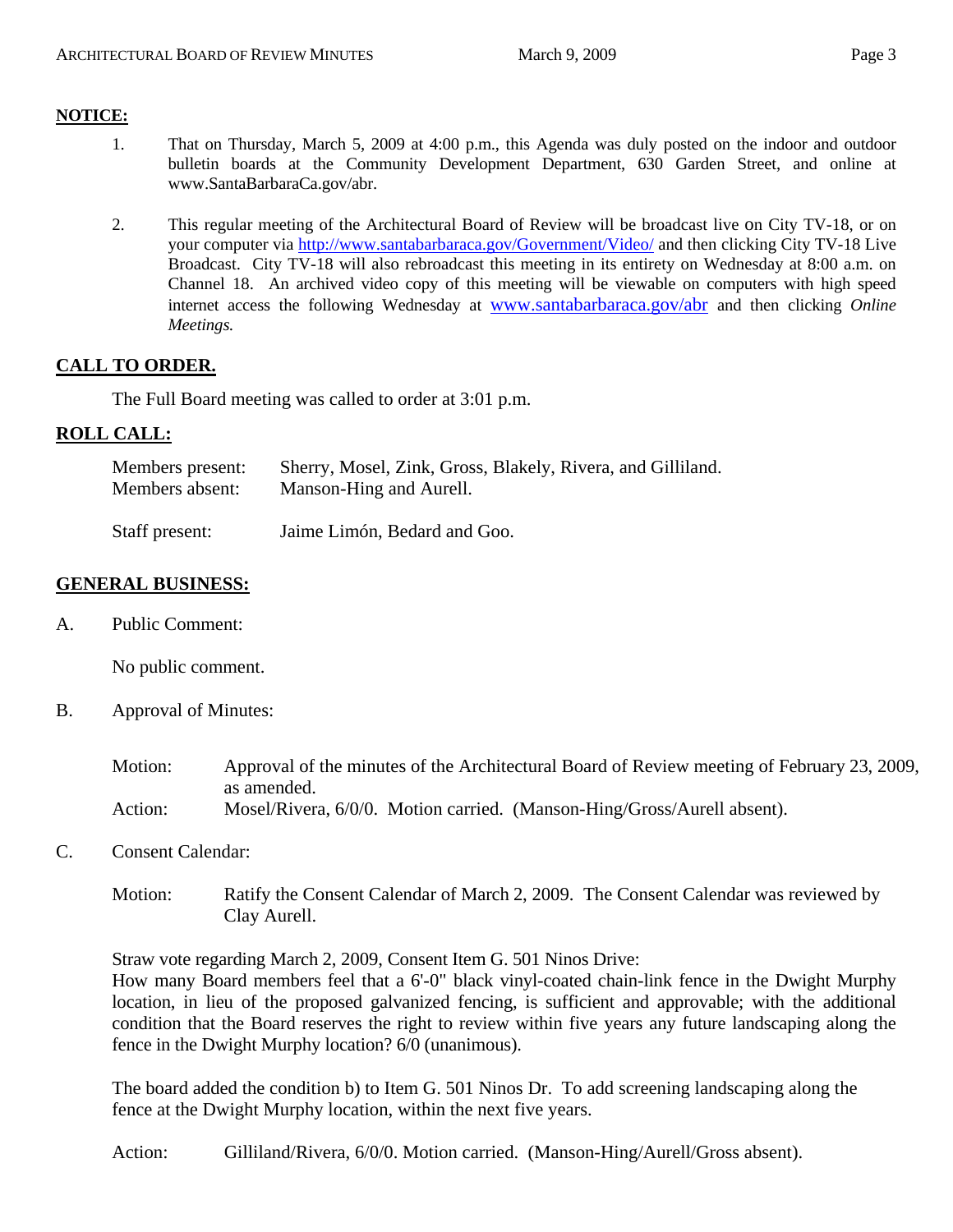**NOTICE:**

1. That on Thursday, March 5, 2009 at 4:00 p.m., this Agenda was duly posted on the indoor and outdoor bulletin boards at the Community Development Department, 630 Garden Street, and online at www.SantaBarbaraCa.gov/abr.

2. This regular meeting of the Architectural Board of Review will be broadcast live on City TV-18, or on your computer via http://www.santabarbaraca.gov/Government/Video/ and then clicking City TV-18 Live Broadcast. City TV-18 will also rebroadcast this meeting in its entirety on Wednesday at 8:00 a.m. on Channel 18. An archived video copy of this meeting will be viewable on computers with high speed internet access the following Wednesday at www.santabarbaraca.gov/abr and then clicking *Online Meetings.*

**CALL TO ORDER.**

The Full Board meeting was called to order at 3:01 p.m.

**ROLL CALL:**

Members present: Sherry, Mosel, Zink, Gross, Blakely, Rivera, and Gilliland.
Members absent: Manson-Hing and Aurell.

Staff present: Jaime Limón, Bedard and Goo.

**GENERAL BUSINESS:**

A. Public Comment:

No public comment.

B. Approval of Minutes:

Motion: Approval of the minutes of the Architectural Board of Review meeting of February 23, 2009, as amended.
Action: Mosel/Rivera, 6/0/0. Motion carried. (Manson-Hing/Gross/Aurell absent).

C. Consent Calendar:

Motion: Ratify the Consent Calendar of March 2, 2009. The Consent Calendar was reviewed by Clay Aurell.

Straw vote regarding March 2, 2009, Consent Item G. 501 Ninos Drive:
How many Board members feel that a 6'-0" black vinyl-coated chain-link fence in the Dwight Murphy location, in lieu of the proposed galvanized fencing, is sufficient and approvable; with the additional condition that the Board reserves the right to review within five years any future landscaping along the fence in the Dwight Murphy location? 6/0 (unanimous).

The board added the condition b) to Item G. 501 Ninos Dr. To add screening landscaping along the fence at the Dwight Murphy location, within the next five years.

Action: Gilliland/Rivera, 6/0/0. Motion carried. (Manson-Hing/Aurell/Gross absent).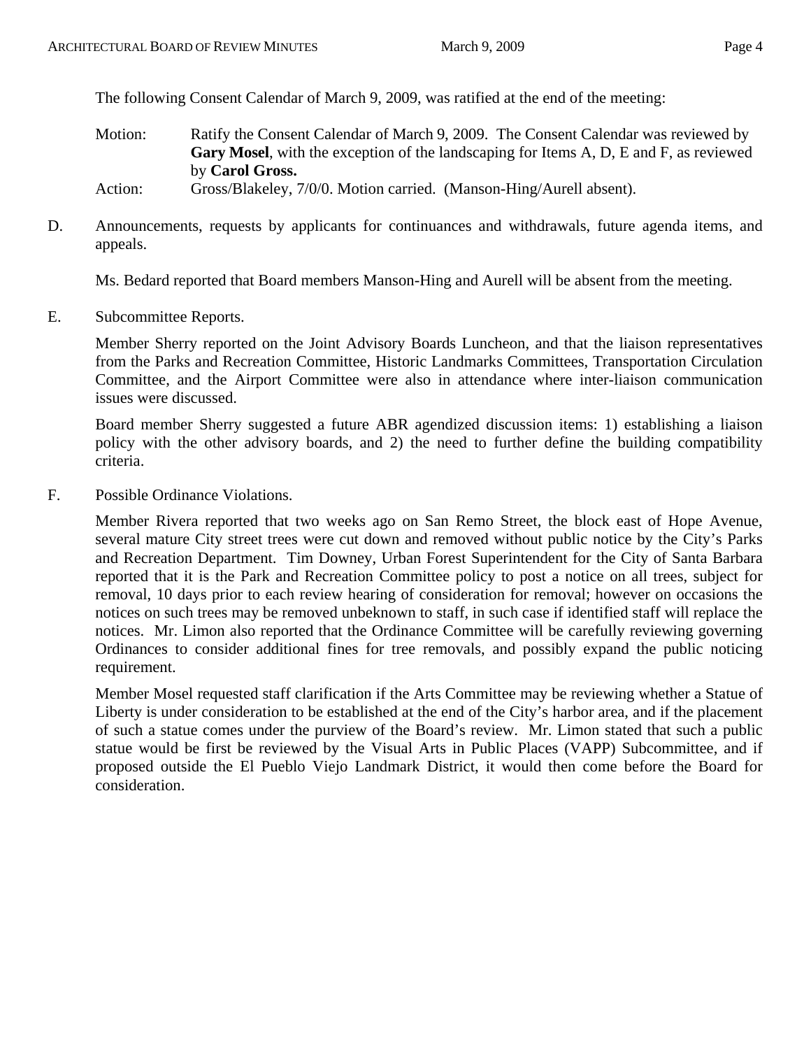The following Consent Calendar of March 9, 2009, was ratified at the end of the meeting:

Motion: Ratify the Consent Calendar of March 9, 2009. The Consent Calendar was reviewed by **Gary Mosel**, with the exception of the landscaping for Items A, D, E and F, as reviewed by **Carol Gross.**

Action: Gross/Blakeley, 7/0/0. Motion carried. (Manson-Hing/Aurell absent).

D. Announcements, requests by applicants for continuances and withdrawals, future agenda items, and appeals.

Ms. Bedard reported that Board members Manson-Hing and Aurell will be absent from the meeting.

E. Subcommittee Reports.

Member Sherry reported on the Joint Advisory Boards Luncheon, and that the liaison representatives from the Parks and Recreation Committee, Historic Landmarks Committees, Transportation Circulation Committee, and the Airport Committee were also in attendance where inter-liaison communication issues were discussed.

Board member Sherry suggested a future ABR agendized discussion items: 1) establishing a liaison policy with the other advisory boards, and 2) the need to further define the building compatibility criteria.

F. Possible Ordinance Violations.

Member Rivera reported that two weeks ago on San Remo Street, the block east of Hope Avenue, several mature City street trees were cut down and removed without public notice by the City's Parks and Recreation Department. Tim Downey, Urban Forest Superintendent for the City of Santa Barbara reported that it is the Park and Recreation Committee policy to post a notice on all trees, subject for removal, 10 days prior to each review hearing of consideration for removal; however on occasions the notices on such trees may be removed unbeknown to staff, in such case if identified staff will replace the notices. Mr. Limon also reported that the Ordinance Committee will be carefully reviewing governing Ordinances to consider additional fines for tree removals, and possibly expand the public noticing requirement.

Member Mosel requested staff clarification if the Arts Committee may be reviewing whether a Statue of Liberty is under consideration to be established at the end of the City's harbor area, and if the placement of such a statue comes under the purview of the Board's review. Mr. Limon stated that such a public statue would be first be reviewed by the Visual Arts in Public Places (VAPP) Subcommittee, and if proposed outside the El Pueblo Viejo Landmark District, it would then come before the Board for consideration.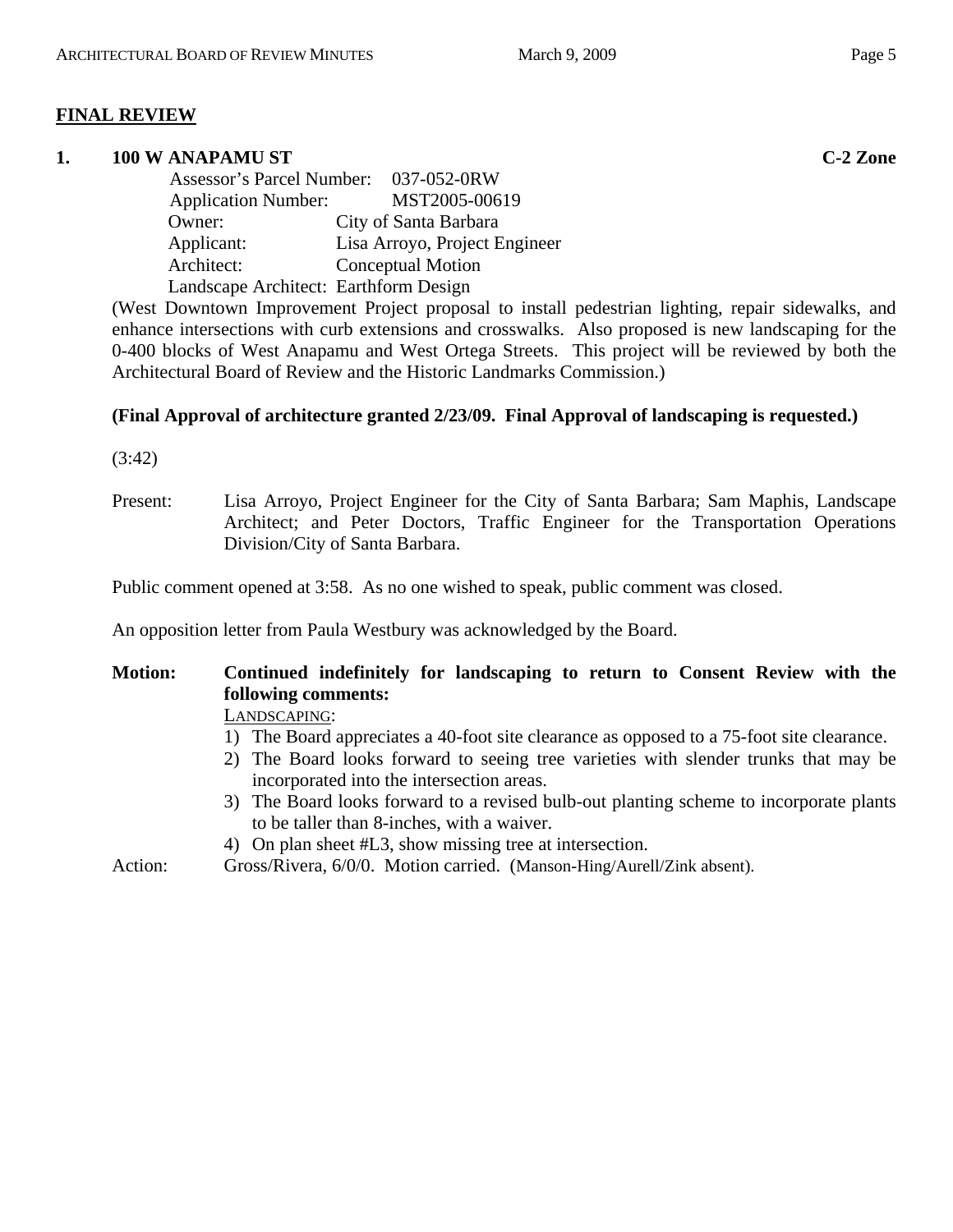## FINAL REVIEW

**1. 100 W ANAPAMU ST** **C-2 Zone**

Assessor's Parcel Number: 037-052-0RW
Application Number: MST2005-00619
Owner: City of Santa Barbara
Applicant: Lisa Arroyo, Project Engineer
Architect: Conceptual Motion
Landscape Architect: Earthform Design

(West Downtown Improvement Project proposal to install pedestrian lighting, repair sidewalks, and enhance intersections with curb extensions and crosswalks. Also proposed is new landscaping for the 0-400 blocks of West Anapamu and West Ortega Streets. This project will be reviewed by both the Architectural Board of Review and the Historic Landmarks Commission.)

**(Final Approval of architecture granted 2/23/09. Final Approval of landscaping is requested.)**

(3:42)

Present: Lisa Arroyo, Project Engineer for the City of Santa Barbara; Sam Maphis, Landscape Architect; and Peter Doctors, Traffic Engineer for the Transportation Operations Division/City of Santa Barbara.

Public comment opened at 3:58. As no one wished to speak, public comment was closed.

An opposition letter from Paula Westbury was acknowledged by the Board.

**Motion: Continued indefinitely for landscaping to return to Consent Review with the following comments:**

LANDSCAPING:

1) The Board appreciates a 40-foot site clearance as opposed to a 75-foot site clearance.
2) The Board looks forward to seeing tree varieties with slender trunks that may be incorporated into the intersection areas.
3) The Board looks forward to a revised bulb-out planting scheme to incorporate plants to be taller than 8-inches, with a waiver.
4) On plan sheet #L3, show missing tree at intersection.

Action: Gross/Rivera, 6/0/0. Motion carried. (Manson-Hing/Aurell/Zink absent).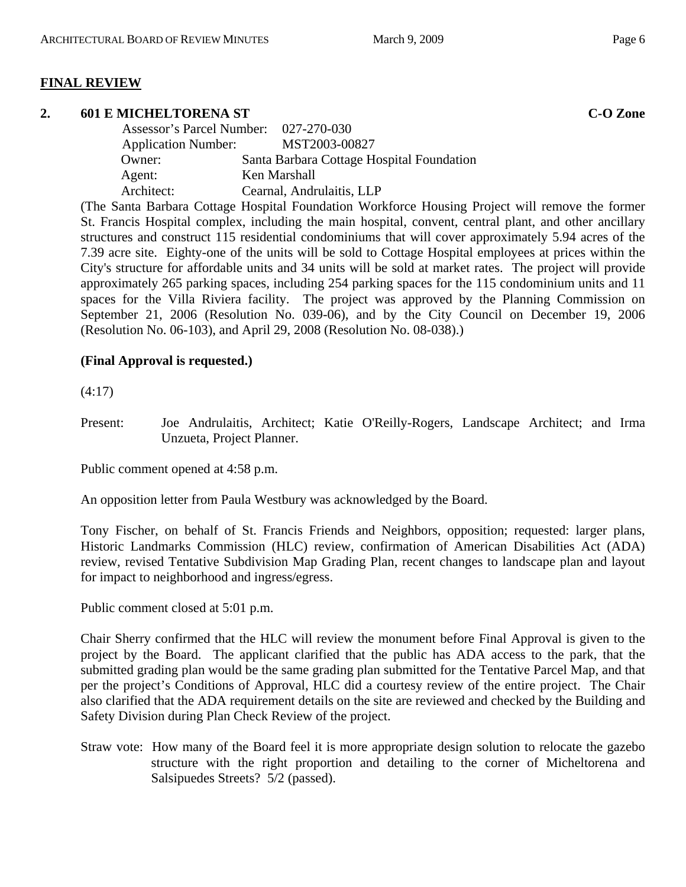## FINAL REVIEW

### 2. 601 E MICHELTORENA ST C-O Zone

Assessor's Parcel Number: 027-270-030
Application Number: MST2003-00827
Owner: Santa Barbara Cottage Hospital Foundation
Agent: Ken Marshall
Architect: Cearnal, Andrulaitis, LLP

(The Santa Barbara Cottage Hospital Foundation Workforce Housing Project will remove the former St. Francis Hospital complex, including the main hospital, convent, central plant, and other ancillary structures and construct 115 residential condominiums that will cover approximately 5.94 acres of the 7.39 acre site. Eighty-one of the units will be sold to Cottage Hospital employees at prices within the City's structure for affordable units and 34 units will be sold at market rates. The project will provide approximately 265 parking spaces, including 254 parking spaces for the 115 condominium units and 11 spaces for the Villa Riviera facility. The project was approved by the Planning Commission on September 21, 2006 (Resolution No. 039-06), and by the City Council on December 19, 2006 (Resolution No. 06-103), and April 29, 2008 (Resolution No. 08-038).)

**(Final Approval is requested.)**

(4:17)

Present: Joe Andrulaitis, Architect; Katie O'Reilly-Rogers, Landscape Architect; and Irma Unzueta, Project Planner.

Public comment opened at 4:58 p.m.

An opposition letter from Paula Westbury was acknowledged by the Board.

Tony Fischer, on behalf of St. Francis Friends and Neighbors, opposition; requested: larger plans, Historic Landmarks Commission (HLC) review, confirmation of American Disabilities Act (ADA) review, revised Tentative Subdivision Map Grading Plan, recent changes to landscape plan and layout for impact to neighborhood and ingress/egress.

Public comment closed at 5:01 p.m.

Chair Sherry confirmed that the HLC will review the monument before Final Approval is given to the project by the Board. The applicant clarified that the public has ADA access to the park, that the submitted grading plan would be the same grading plan submitted for the Tentative Parcel Map, and that per the project's Conditions of Approval, HLC did a courtesy review of the entire project. The Chair also clarified that the ADA requirement details on the site are reviewed and checked by the Building and Safety Division during Plan Check Review of the project.

Straw vote: How many of the Board feel it is more appropriate design solution to relocate the gazebo structure with the right proportion and detailing to the corner of Micheltorena and Salsipuedes Streets? 5/2 (passed).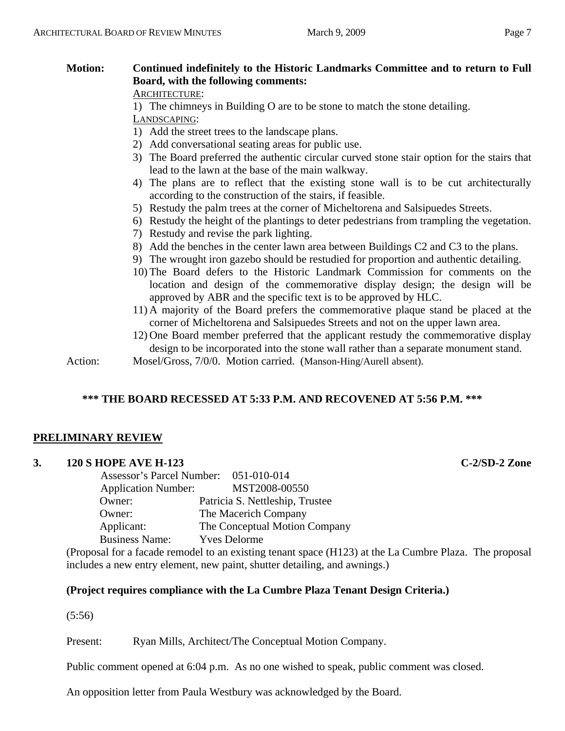**Motion:** **Continued indefinitely to the Historic Landmarks Committee and to return to Full Board, with the following comments:**

ARCHITECTURE:

1) The chimneys in Building O are to be stone to match the stone detailing.

LANDSCAPING:

1) Add the street trees to the landscape plans.
2) Add conversational seating areas for public use.
3) The Board preferred the authentic circular curved stone stair option for the stairs that lead to the lawn at the base of the main walkway.
4) The plans are to reflect that the existing stone wall is to be cut architecturally according to the construction of the stairs, if feasible.
5) Restudy the palm trees at the corner of Micheltorena and Salsipuedes Streets.
6) Restudy the height of the plantings to deter pedestrians from trampling the vegetation.
7) Restudy and revise the park lighting.
8) Add the benches in the center lawn area between Buildings C2 and C3 to the plans.
9) The wrought iron gazebo should be restudied for proportion and authentic detailing.
10) The Board defers to the Historic Landmark Commission for comments on the location and design of the commemorative display design; the design will be approved by ABR and the specific text is to be approved by HLC.
11) A majority of the Board prefers the commemorative plaque stand be placed at the corner of Micheltorena and Salsipuedes Streets and not on the upper lawn area.
12) One Board member preferred that the applicant restudy the commemorative display design to be incorporated into the stone wall rather than a separate monument stand.

Action: Mosel/Gross, 7/0/0. Motion carried. (Manson-Hing/Aurell absent).

**\*\*\* THE BOARD RECESSED AT 5:33 P.M. AND RECOVENED AT 5:56 P.M. \*\*\***

## PRELIMINARY REVIEW

### 3. 120 S HOPE AVE H-123 — C-2/SD-2 Zone

Assessor's Parcel Number: 051-010-014
Application Number: MST2008-00550
Owner: Patricia S. Nettleship, Trustee
Owner: The Macerich Company
Applicant: The Conceptual Motion Company
Business Name: Yves Delorme

(Proposal for a facade remodel to an existing tenant space (H123) at the La Cumbre Plaza. The proposal includes a new entry element, new paint, shutter detailing, and awnings.)

**(Project requires compliance with the La Cumbre Plaza Tenant Design Criteria.)**

(5:56)

Present: Ryan Mills, Architect/The Conceptual Motion Company.

Public comment opened at 6:04 p.m. As no one wished to speak, public comment was closed.

An opposition letter from Paula Westbury was acknowledged by the Board.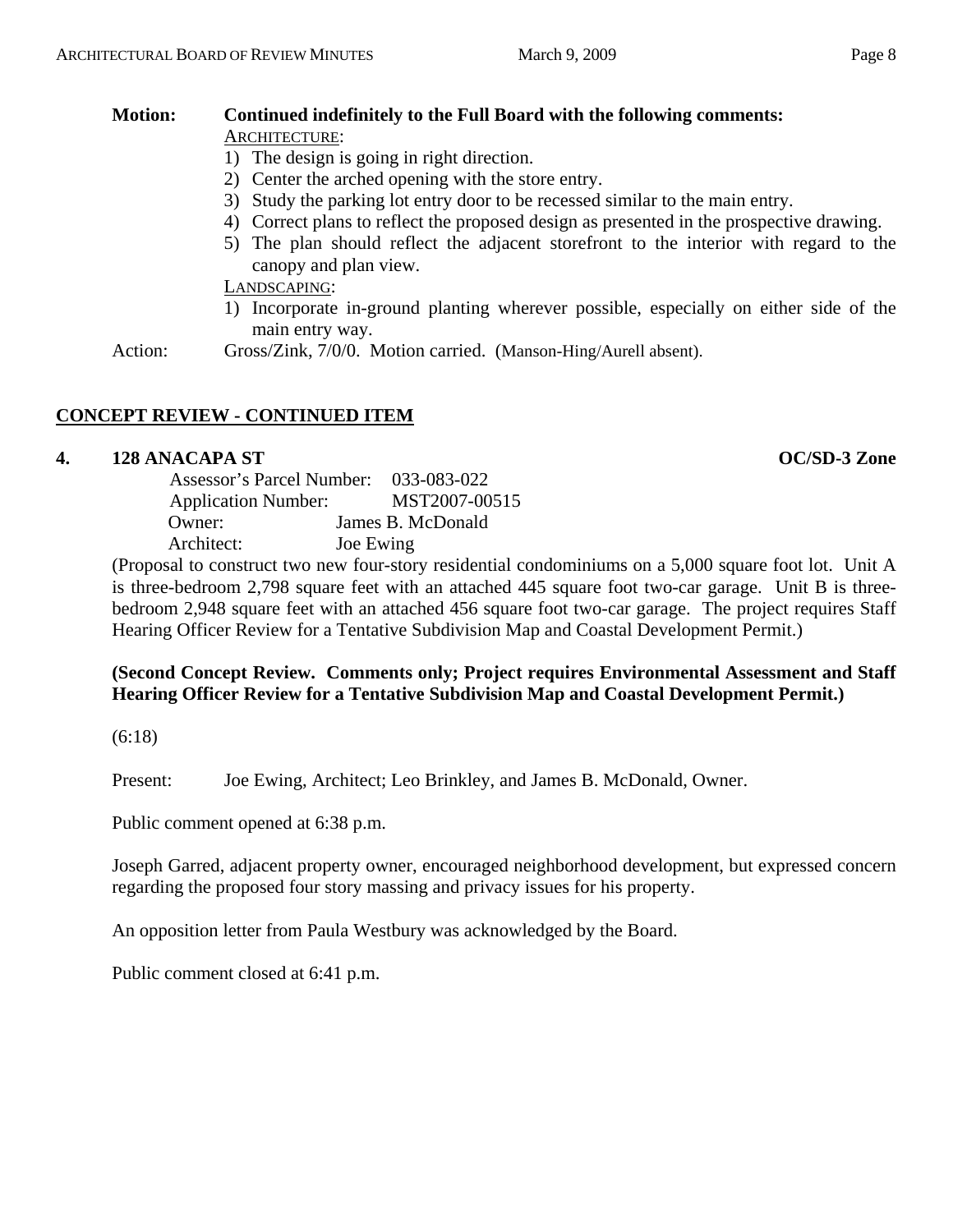**Motion: Continued indefinitely to the Full Board with the following comments:**

ARCHITECTURE:

1) The design is going in right direction.
2) Center the arched opening with the store entry.
3) Study the parking lot entry door to be recessed similar to the main entry.
4) Correct plans to reflect the proposed design as presented in the prospective drawing.
5) The plan should reflect the adjacent storefront to the interior with regard to the canopy and plan view.

LANDSCAPING:

1) Incorporate in-ground planting wherever possible, especially on either side of the main entry way.

Action: Gross/Zink, 7/0/0. Motion carried. (Manson-Hing/Aurell absent).

## CONCEPT REVIEW - CONTINUED ITEM

**4. 128 ANACAPA ST** **OC/SD-3 Zone**

Assessor's Parcel Number: 033-083-022
Application Number: MST2007-00515
Owner: James B. McDonald
Architect: Joe Ewing

(Proposal to construct two new four-story residential condominiums on a 5,000 square foot lot. Unit A is three-bedroom 2,798 square feet with an attached 445 square foot two-car garage. Unit B is three-bedroom 2,948 square feet with an attached 456 square foot two-car garage. The project requires Staff Hearing Officer Review for a Tentative Subdivision Map and Coastal Development Permit.)

**(Second Concept Review. Comments only; Project requires Environmental Assessment and Staff Hearing Officer Review for a Tentative Subdivision Map and Coastal Development Permit.)**

(6:18)

Present: Joe Ewing, Architect; Leo Brinkley, and James B. McDonald, Owner.

Public comment opened at 6:38 p.m.

Joseph Garred, adjacent property owner, encouraged neighborhood development, but expressed concern regarding the proposed four story massing and privacy issues for his property.

An opposition letter from Paula Westbury was acknowledged by the Board.

Public comment closed at 6:41 p.m.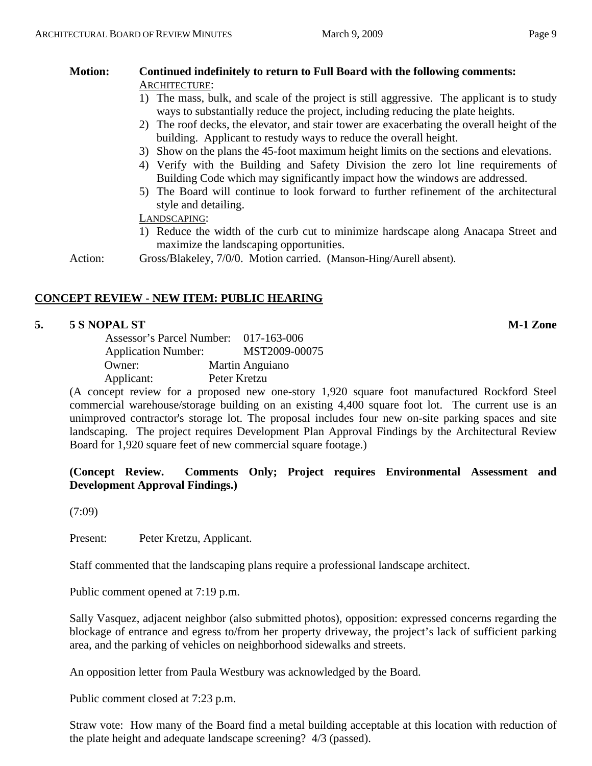**Motion: Continued indefinitely to return to Full Board with the following comments:**

ARCHITECTURE:

1) The mass, bulk, and scale of the project is still aggressive. The applicant is to study ways to substantially reduce the project, including reducing the plate heights.
2) The roof decks, the elevator, and stair tower are exacerbating the overall height of the building. Applicant to restudy ways to reduce the overall height.
3) Show on the plans the 45-foot maximum height limits on the sections and elevations.
4) Verify with the Building and Safety Division the zero lot line requirements of Building Code which may significantly impact how the windows are addressed.
5) The Board will continue to look forward to further refinement of the architectural style and detailing.

LANDSCAPING:

1) Reduce the width of the curb cut to minimize hardscape along Anacapa Street and maximize the landscaping opportunities.

Action: Gross/Blakeley, 7/0/0. Motion carried. (Manson-Hing/Aurell absent).

## CONCEPT REVIEW - NEW ITEM: PUBLIC HEARING

### 5. 5 S NOPAL ST — M-1 Zone

Assessor's Parcel Number: 017-163-006
Application Number: MST2009-00075
Owner: Martin Anguiano
Applicant: Peter Kretzu

(A concept review for a proposed new one-story 1,920 square foot manufactured Rockford Steel commercial warehouse/storage building on an existing 4,400 square foot lot. The current use is an unimproved contractor's storage lot. The proposal includes four new on-site parking spaces and site landscaping. The project requires Development Plan Approval Findings by the Architectural Review Board for 1,920 square feet of new commercial square footage.)

**(Concept Review. Comments Only; Project requires Environmental Assessment and Development Approval Findings.)**

(7:09)

Present: Peter Kretzu, Applicant.

Staff commented that the landscaping plans require a professional landscape architect.

Public comment opened at 7:19 p.m.

Sally Vasquez, adjacent neighbor (also submitted photos), opposition: expressed concerns regarding the blockage of entrance and egress to/from her property driveway, the project's lack of sufficient parking area, and the parking of vehicles on neighborhood sidewalks and streets.

An opposition letter from Paula Westbury was acknowledged by the Board.

Public comment closed at 7:23 p.m.

Straw vote: How many of the Board find a metal building acceptable at this location with reduction of the plate height and adequate landscape screening? 4/3 (passed).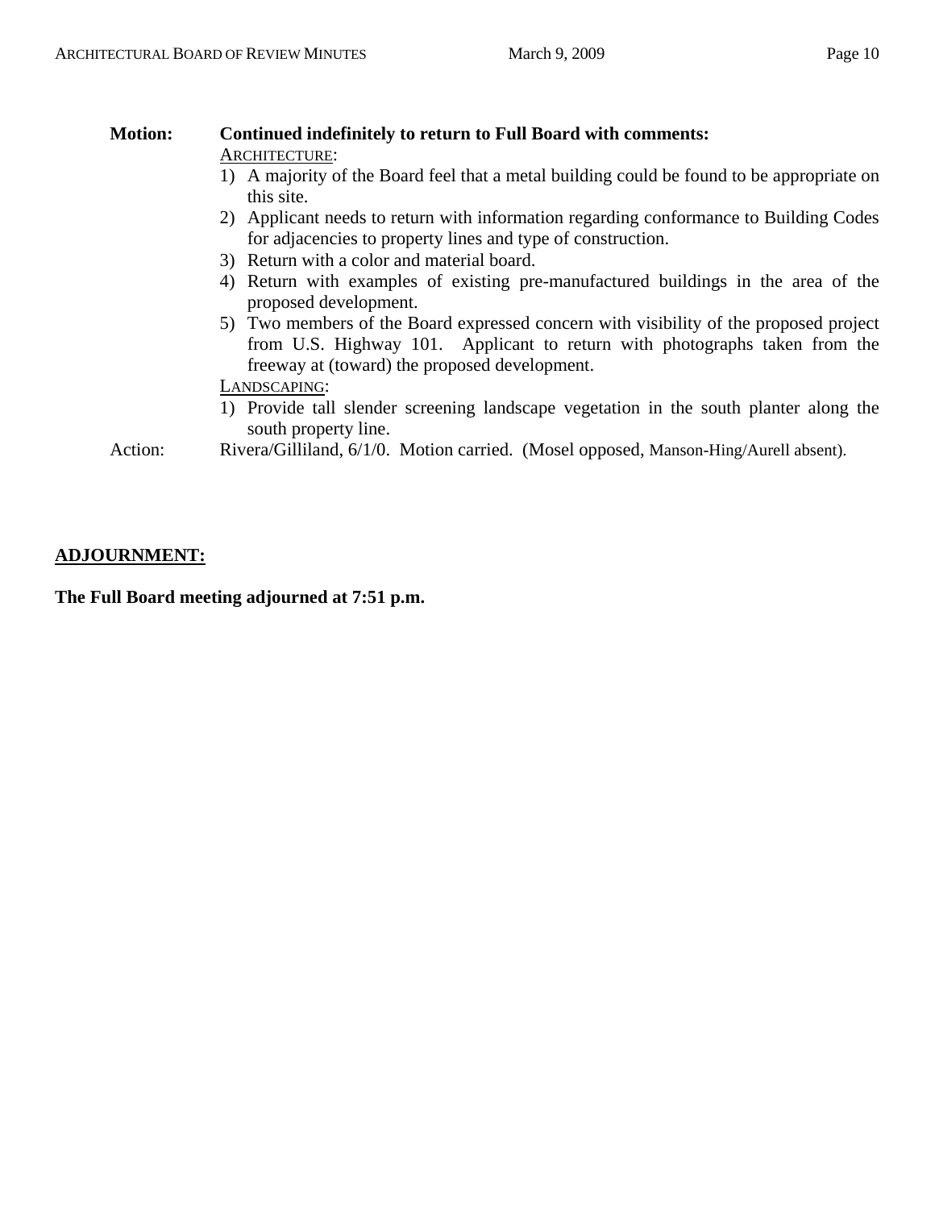**Motion:** **Continued indefinitely to return to Full Board with comments:**

ARCHITECTURE:

1) A majority of the Board feel that a metal building could be found to be appropriate on this site.
2) Applicant needs to return with information regarding conformance to Building Codes for adjacencies to property lines and type of construction.
3) Return with a color and material board.
4) Return with examples of existing pre-manufactured buildings in the area of the proposed development.
5) Two members of the Board expressed concern with visibility of the proposed project from U.S. Highway 101. Applicant to return with photographs taken from the freeway at (toward) the proposed development.

LANDSCAPING:

1) Provide tall slender screening landscape vegetation in the south planter along the south property line.

Action: Rivera/Gilliland, 6/1/0. Motion carried. (Mosel opposed, Manson-Hing/Aurell absent).

## ADJOURNMENT:

**The Full Board meeting adjourned at 7:51 p.m.**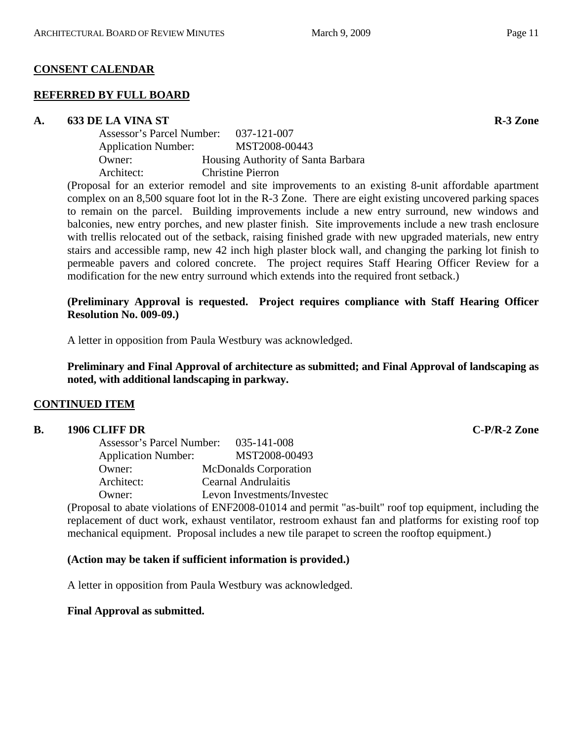## CONSENT CALENDAR

## REFERRED BY FULL BOARD

### A. 633 DE LA VINA ST — R-3 Zone

Assessor's Parcel Number: 037-121-007
Application Number: MST2008-00443
Owner: Housing Authority of Santa Barbara
Architect: Christine Pierron

(Proposal for an exterior remodel and site improvements to an existing 8-unit affordable apartment complex on an 8,500 square foot lot in the R-3 Zone. There are eight existing uncovered parking spaces to remain on the parcel. Building improvements include a new entry surround, new windows and balconies, new entry porches, and new plaster finish. Site improvements include a new trash enclosure with trellis relocated out of the setback, raising finished grade with new upgraded materials, new entry stairs and accessible ramp, new 42 inch high plaster block wall, and changing the parking lot finish to permeable pavers and colored concrete. The project requires Staff Hearing Officer Review for a modification for the new entry surround which extends into the required front setback.)

**(Preliminary Approval is requested. Project requires compliance with Staff Hearing Officer Resolution No. 009-09.)**

A letter in opposition from Paula Westbury was acknowledged.

**Preliminary and Final Approval of architecture as submitted; and Final Approval of landscaping as noted, with additional landscaping in parkway.**

## CONTINUED ITEM

### B. 1906 CLIFF DR — C-P/R-2 Zone

Assessor's Parcel Number: 035-141-008
Application Number: MST2008-00493
Owner: McDonalds Corporation
Architect: Cearnal Andrulaitis
Owner: Levon Investments/Investec

(Proposal to abate violations of ENF2008-01014 and permit "as-built" roof top equipment, including the replacement of duct work, exhaust ventilator, restroom exhaust fan and platforms for existing roof top mechanical equipment. Proposal includes a new tile parapet to screen the rooftop equipment.)

**(Action may be taken if sufficient information is provided.)**

A letter in opposition from Paula Westbury was acknowledged.

**Final Approval as submitted.**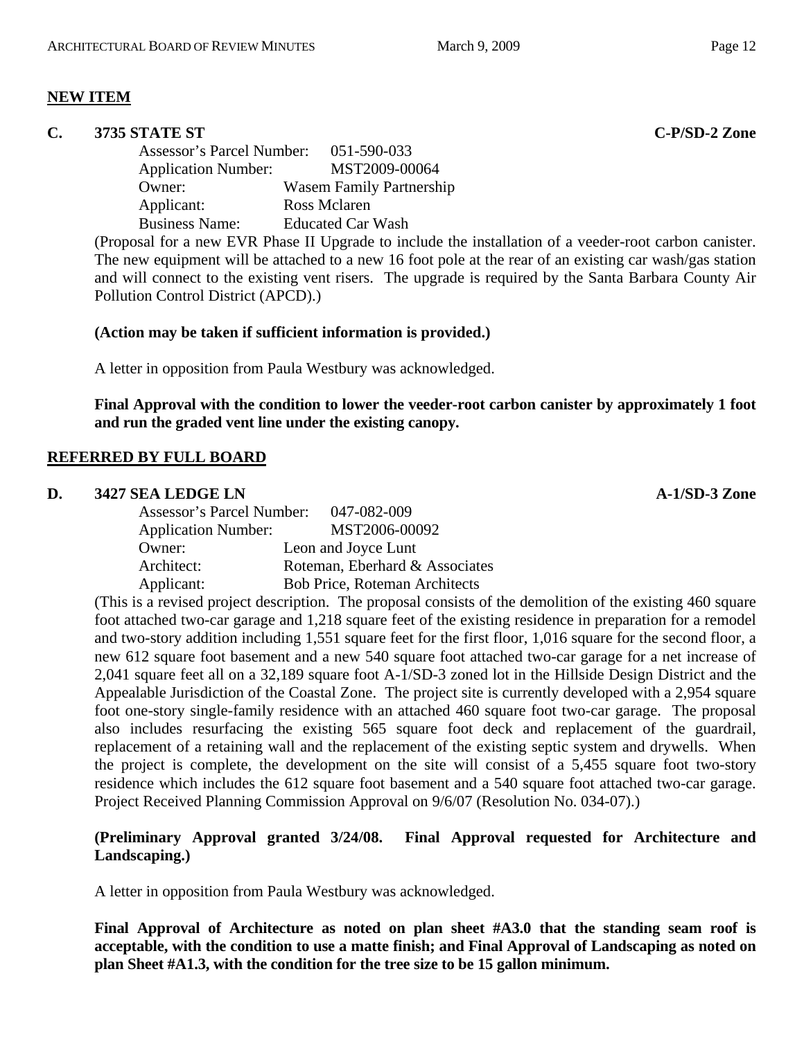## NEW ITEM

### C. 3735 STATE ST **C-P/SD-2 Zone**

Assessor's Parcel Number: 051-590-033
Application Number: MST2009-00064
Owner: Wasem Family Partnership
Applicant: Ross Mclaren
Business Name: Educated Car Wash

(Proposal for a new EVR Phase II Upgrade to include the installation of a veeder-root carbon canister. The new equipment will be attached to a new 16 foot pole at the rear of an existing car wash/gas station and will connect to the existing vent risers. The upgrade is required by the Santa Barbara County Air Pollution Control District (APCD).)

**(Action may be taken if sufficient information is provided.)**

A letter in opposition from Paula Westbury was acknowledged.

**Final Approval with the condition to lower the veeder-root carbon canister by approximately 1 foot and run the graded vent line under the existing canopy.**

## REFERRED BY FULL BOARD

### D. 3427 SEA LEDGE LN **A-1/SD-3 Zone**

Assessor's Parcel Number: 047-082-009
Application Number: MST2006-00092
Owner: Leon and Joyce Lunt
Architect: Roteman, Eberhard & Associates
Applicant: Bob Price, Roteman Architects

(This is a revised project description. The proposal consists of the demolition of the existing 460 square foot attached two-car garage and 1,218 square feet of the existing residence in preparation for a remodel and two-story addition including 1,551 square feet for the first floor, 1,016 square for the second floor, a new 612 square foot basement and a new 540 square foot attached two-car garage for a net increase of 2,041 square feet all on a 32,189 square foot A-1/SD-3 zoned lot in the Hillside Design District and the Appealable Jurisdiction of the Coastal Zone. The project site is currently developed with a 2,954 square foot one-story single-family residence with an attached 460 square foot two-car garage. The proposal also includes resurfacing the existing 565 square foot deck and replacement of the guardrail, replacement of a retaining wall and the replacement of the existing septic system and drywells. When the project is complete, the development on the site will consist of a 5,455 square foot two-story residence which includes the 612 square foot basement and a 540 square foot attached two-car garage. Project Received Planning Commission Approval on 9/6/07 (Resolution No. 034-07).)

**(Preliminary Approval granted 3/24/08. Final Approval requested for Architecture and Landscaping.)**

A letter in opposition from Paula Westbury was acknowledged.

**Final Approval of Architecture as noted on plan sheet #A3.0 that the standing seam roof is acceptable, with the condition to use a matte finish; and Final Approval of Landscaping as noted on plan Sheet #A1.3, with the condition for the tree size to be 15 gallon minimum.**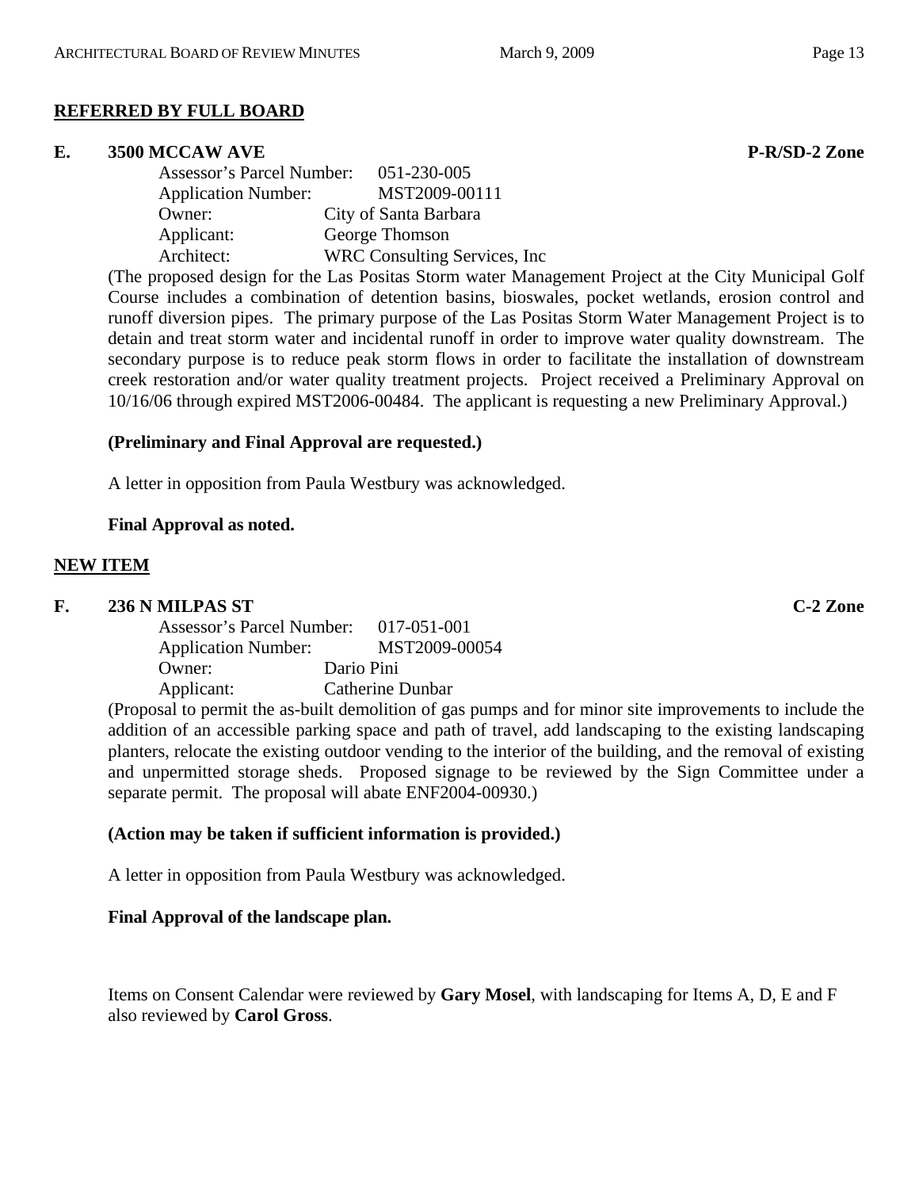## REFERRED BY FULL BOARD

### E. 3500 MCCAW AVE — P-R/SD-2 Zone

Assessor's Parcel Number: 051-230-005
Application Number: MST2009-00111
Owner: City of Santa Barbara
Applicant: George Thomson
Architect: WRC Consulting Services, Inc

(The proposed design for the Las Positas Storm water Management Project at the City Municipal Golf Course includes a combination of detention basins, bioswales, pocket wetlands, erosion control and runoff diversion pipes. The primary purpose of the Las Positas Storm Water Management Project is to detain and treat storm water and incidental runoff in order to improve water quality downstream. The secondary purpose is to reduce peak storm flows in order to facilitate the installation of downstream creek restoration and/or water quality treatment projects. Project received a Preliminary Approval on 10/16/06 through expired MST2006-00484. The applicant is requesting a new Preliminary Approval.)

**(Preliminary and Final Approval are requested.)**

A letter in opposition from Paula Westbury was acknowledged.

**Final Approval as noted.**

## NEW ITEM

### F. 236 N MILPAS ST — C-2 Zone

Assessor's Parcel Number: 017-051-001
Application Number: MST2009-00054
Owner: Dario Pini
Applicant: Catherine Dunbar

(Proposal to permit the as-built demolition of gas pumps and for minor site improvements to include the addition of an accessible parking space and path of travel, add landscaping to the existing landscaping planters, relocate the existing outdoor vending to the interior of the building, and the removal of existing and unpermitted storage sheds. Proposed signage to be reviewed by the Sign Committee under a separate permit. The proposal will abate ENF2004-00930.)

**(Action may be taken if sufficient information is provided.)**

A letter in opposition from Paula Westbury was acknowledged.

**Final Approval of the landscape plan.**

Items on Consent Calendar were reviewed by **Gary Mosel**, with landscaping for Items A, D, E and F also reviewed by **Carol Gross**.